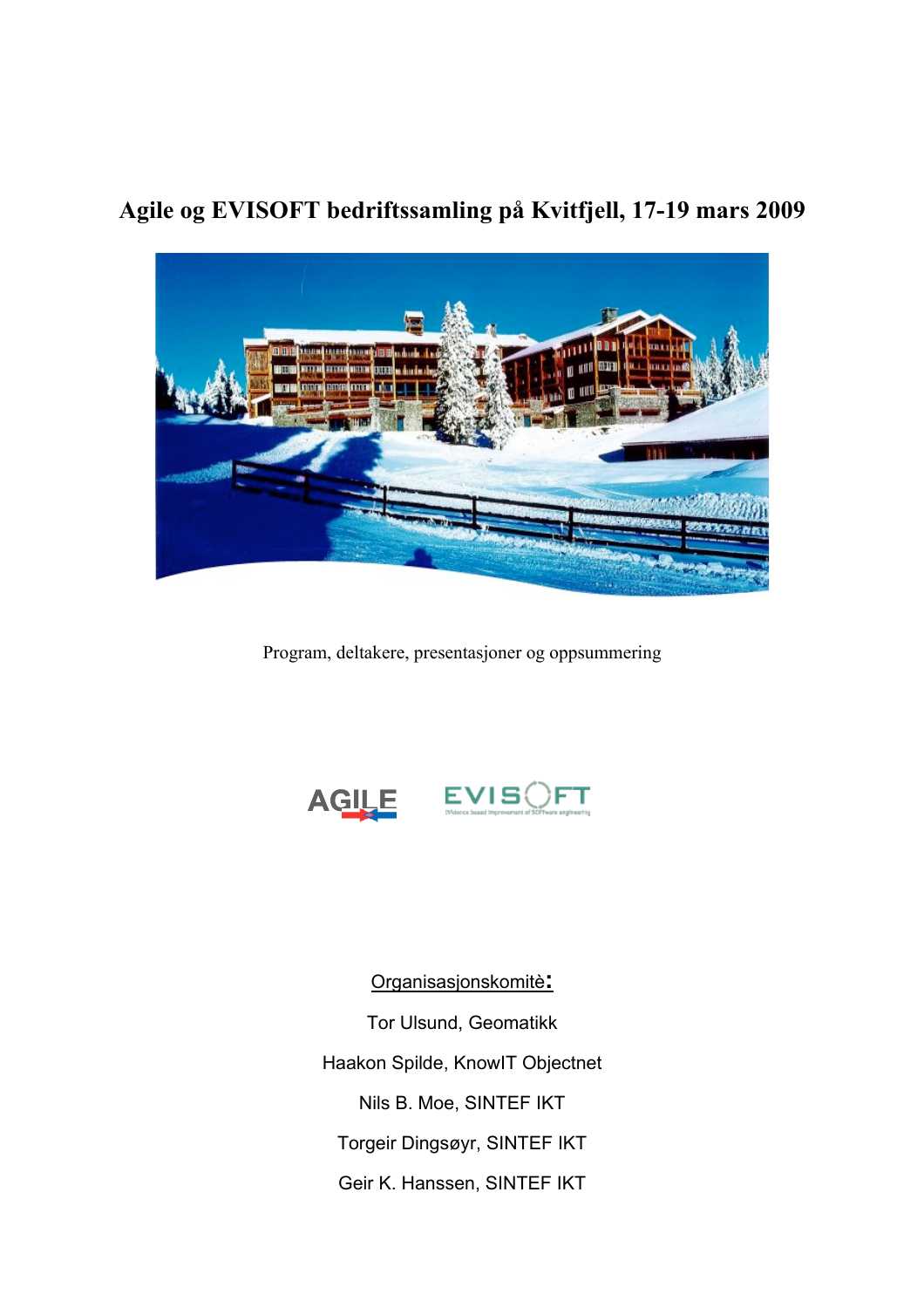# Agile og EVISOFT bedriftssamling på Kvitfjell, 17-19 mars 2009

Program, deltakere, presentasjoner og oppsummering

AGILE EVISOFT

Organisasjonskomitè:

Tor Ulsund, Geomatikk

Haakon Spilde, KnowIT Objectnet

Nils B. Moe, SINTEF IKT

Torgeir Dingsøyr, SINTEF IKT

Geir K. Hanssen, SINTEF IKT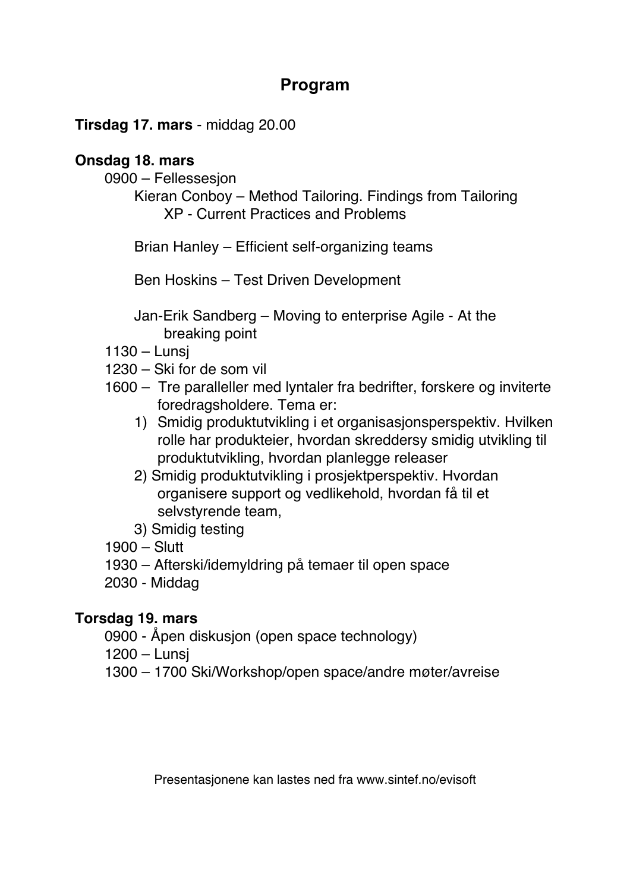# Program

**Tirsdag 17. mars** - middag 20.00

**Onsdag 18. mars**

- 0900 – Fellessesjon
  - Kieran Conboy – Method Tailoring. Findings from Tailoring XP - Current Practices and Problems
  - Brian Hanley – Efficient self-organizing teams
  - Ben Hoskins – Test Driven Development
  - Jan-Erik Sandberg – Moving to enterprise Agile - At the breaking point
- 1130 – Lunsj
- 1230 – Ski for de som vil
- 1600 – Tre paralleller med lyntaler fra bedrifter, forskere og inviterte foredragsholdere. Tema er:
  1) Smidig produktutvikling i et organisasjonsperspektiv. Hvilken rolle har produkteier, hvordan skreddersy smidig utvikling til produktutvikling, hvordan planlegge releaser
  2) Smidig produktutvikling i prosjektperspektiv. Hvordan organisere support og vedlikehold, hvordan få til et selvstyrende team,
  3) Smidig testing
- 1900 – Slutt
- 1930 – Afterski/idemyldring på temaer til open space
- 2030 - Middag

**Torsdag 19. mars**

- 0900 - Åpen diskusjon (open space technology)
- 1200 – Lunsj
- 1300 – 1700 Ski/Workshop/open space/andre møter/avreise

Presentasjonene kan lastes ned fra www.sintef.no/evisoft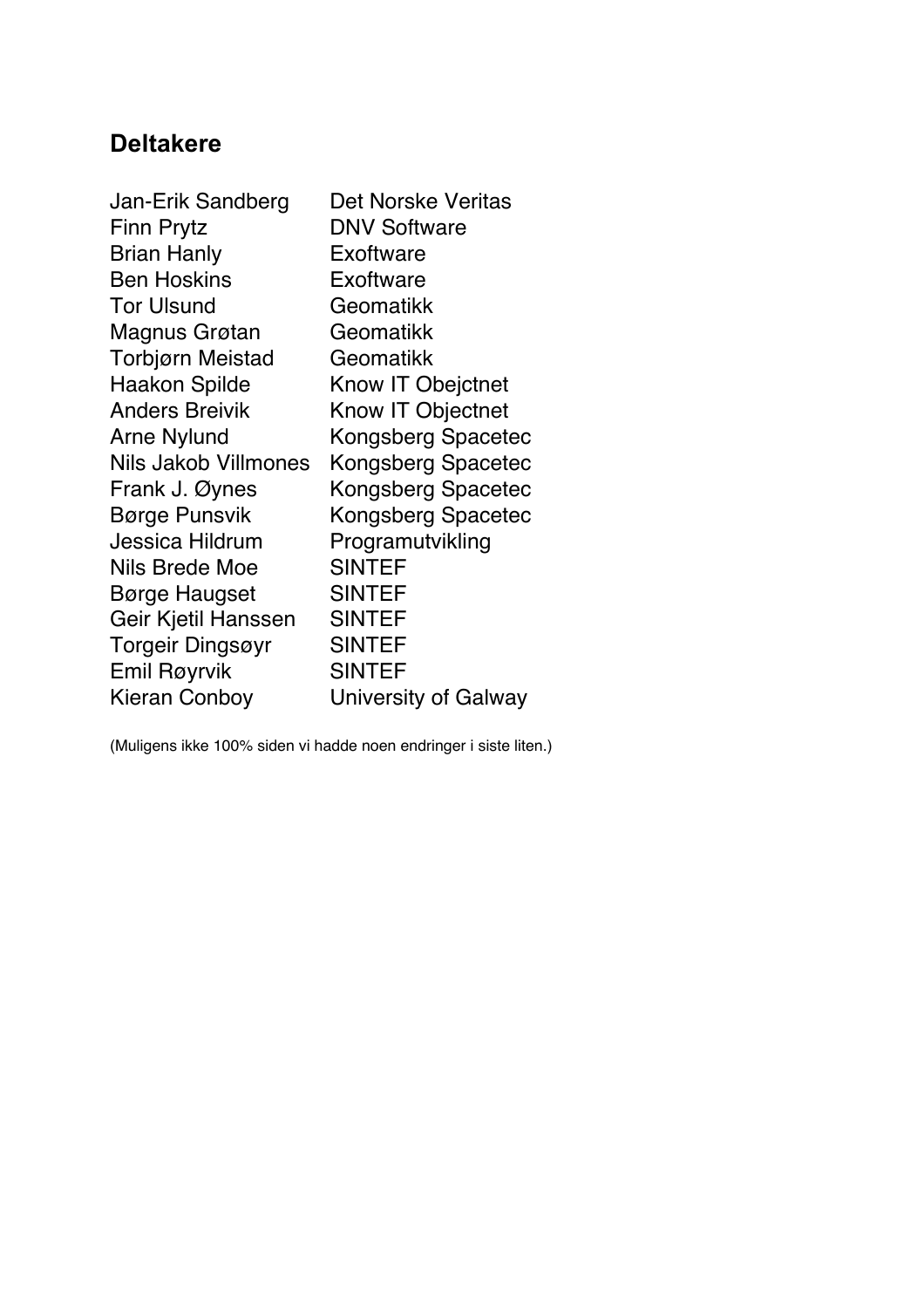## Deltakere

| | |
|---|---|
| Jan-Erik Sandberg | Det Norske Veritas |
| Finn Prytz | DNV Software |
| Brian Hanly | Exoftware |
| Ben Hoskins | Exoftware |
| Tor Ulsund | Geomatikk |
| Magnus Grøtan | Geomatikk |
| Torbjørn Meistad | Geomatikk |
| Haakon Spilde | Know IT Obejctnet |
| Anders Breivik | Know IT Objectnet |
| Arne Nylund | Kongsberg Spacetec |
| Nils Jakob Villmones | Kongsberg Spacetec |
| Frank J. Øynes | Kongsberg Spacetec |
| Børge Punsvik | Kongsberg Spacetec |
| Jessica Hildrum | Programutvikling |
| Nils Brede Moe | SINTEF |
| Børge Haugset | SINTEF |
| Geir Kjetil Hanssen | SINTEF |
| Torgeir Dingsøyr | SINTEF |
| Emil Røyrvik | SINTEF |
| Kieran Conboy | University of Galway |

(Muligens ikke 100% siden vi hadde noen endringer i siste liten.)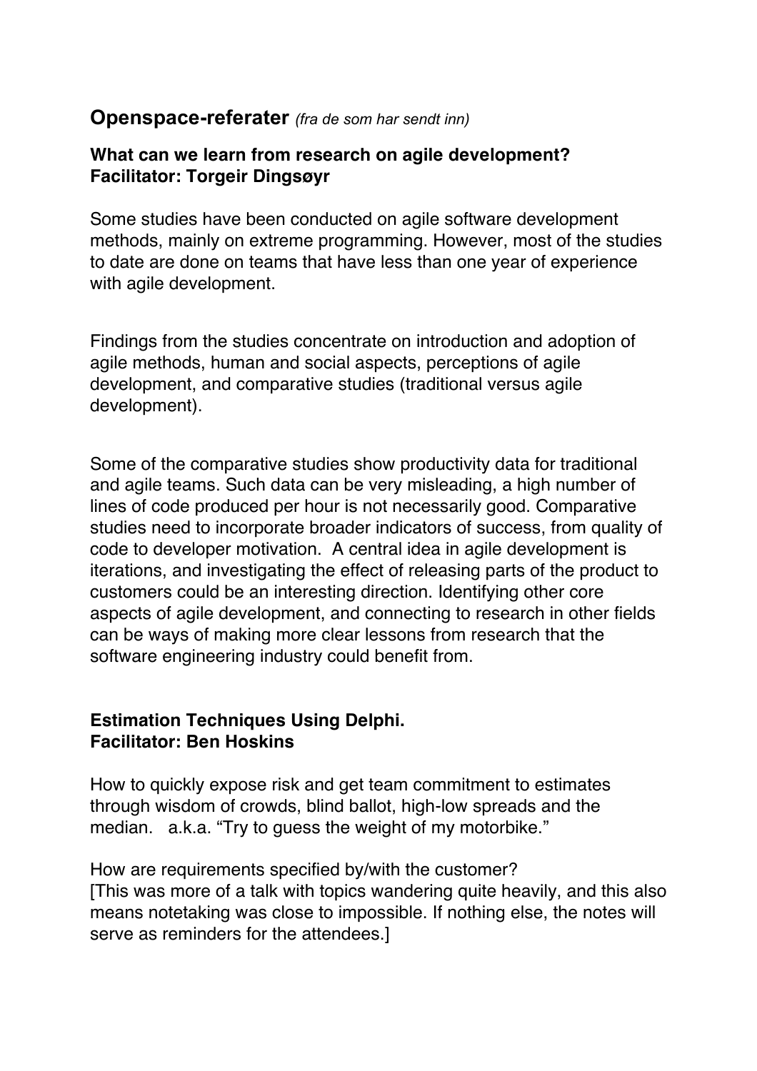## Openspace-referater *(fra de som har sendt inn)*

### What can we learn from research on agile development?
### Facilitator: Torgeir Dingsøyr

Some studies have been conducted on agile software development methods, mainly on extreme programming. However, most of the studies to date are done on teams that have less than one year of experience with agile development.

Findings from the studies concentrate on introduction and adoption of agile methods, human and social aspects, perceptions of agile development, and comparative studies (traditional versus agile development).

Some of the comparative studies show productivity data for traditional and agile teams. Such data can be very misleading, a high number of lines of code produced per hour is not necessarily good. Comparative studies need to incorporate broader indicators of success, from quality of code to developer motivation. A central idea in agile development is iterations, and investigating the effect of releasing parts of the product to customers could be an interesting direction. Identifying other core aspects of agile development, and connecting to research in other fields can be ways of making more clear lessons from research that the software engineering industry could benefit from.

### Estimation Techniques Using Delphi.
### Facilitator: Ben Hoskins

How to quickly expose risk and get team commitment to estimates through wisdom of crowds, blind ballot, high-low spreads and the median. a.k.a. "Try to guess the weight of my motorbike."

How are requirements specified by/with the customer?
[This was more of a talk with topics wandering quite heavily, and this also means notetaking was close to impossible. If nothing else, the notes will serve as reminders for the attendees.]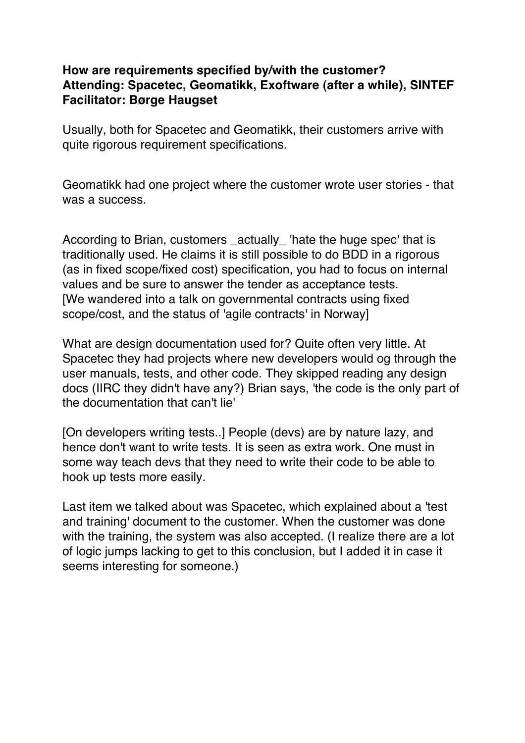**How are requirements specified by/with the customer?**
**Attending: Spacetec, Geomatikk, Exoftware (after a while), SINTEF**
**Facilitator: Børge Haugset**

Usually, both for Spacetec and Geomatikk, their customers arrive with quite rigorous requirement specifications.

Geomatikk had one project where the customer wrote user stories - that was a success.

According to Brian, customers _actually_ 'hate the huge spec' that is traditionally used. He claims it is still possible to do BDD in a rigorous (as in fixed scope/fixed cost) specification, you had to focus on internal values and be sure to answer the tender as acceptance tests.
[We wandered into a talk on governmental contracts using fixed scope/cost, and the status of 'agile contracts' in Norway]

What are design documentation used for? Quite often very little. At Spacetec they had projects where new developers would og through the user manuals, tests, and other code. They skipped reading any design docs (IIRC they didn't have any?) Brian says, 'the code is the only part of the documentation that can't lie'

[On developers writing tests..] People (devs) are by nature lazy, and hence don't want to write tests. It is seen as extra work. One must in some way teach devs that they need to write their code to be able to hook up tests more easily.

Last item we talked about was Spacetec, which explained about a 'test and training' document to the customer. When the customer was done with the training, the system was also accepted. (I realize there are a lot of logic jumps lacking to get to this conclusion, but I added it in case it seems interesting for someone.)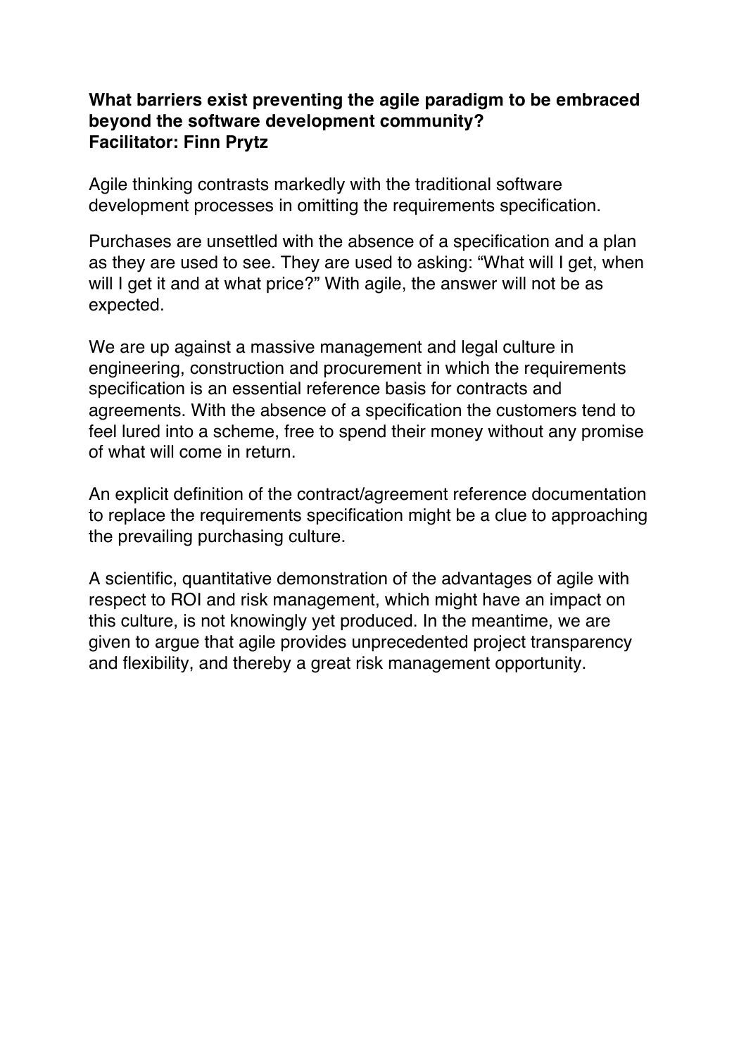**What barriers exist preventing the agile paradigm to be embraced beyond the software development community?**
**Facilitator: Finn Prytz**

Agile thinking contrasts markedly with the traditional software development processes in omitting the requirements specification.

Purchases are unsettled with the absence of a specification and a plan as they are used to see. They are used to asking: “What will I get, when will I get it and at what price?” With agile, the answer will not be as expected.

We are up against a massive management and legal culture in engineering, construction and procurement in which the requirements specification is an essential reference basis for contracts and agreements. With the absence of a specification the customers tend to feel lured into a scheme, free to spend their money without any promise of what will come in return.

An explicit definition of the contract/agreement reference documentation to replace the requirements specification might be a clue to approaching the prevailing purchasing culture.

A scientific, quantitative demonstration of the advantages of agile with respect to ROI and risk management, which might have an impact on this culture, is not knowingly yet produced. In the meantime, we are given to argue that agile provides unprecedented project transparency and flexibility, and thereby a great risk management opportunity.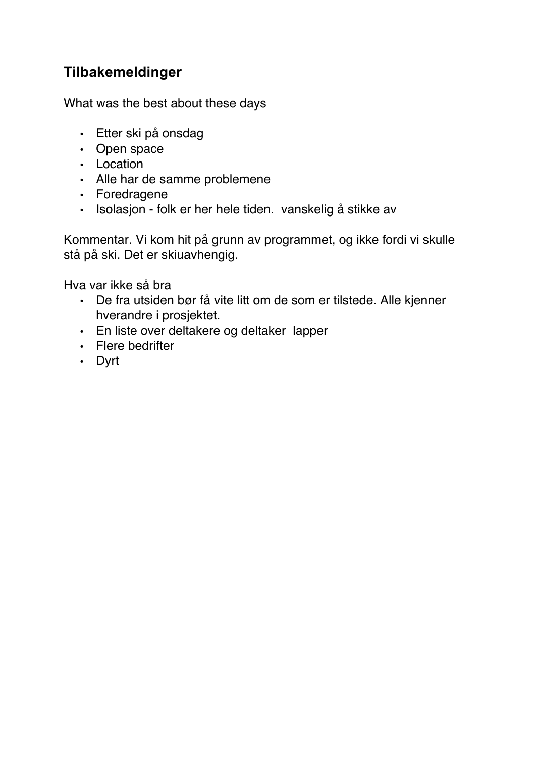## Tilbakemeldinger

What was the best about these days

- Etter ski på onsdag
- Open space
- Location
- Alle har de samme problemene
- Foredragene
- Isolasjon - folk er her hele tiden. vanskelig å stikke av

Kommentar. Vi kom hit på grunn av programmet, og ikke fordi vi skulle stå på ski. Det er skiuavhengig.

Hva var ikke så bra

- De fra utsiden bør få vite litt om de som er tilstede. Alle kjenner hverandre i prosjektet.
- En liste over deltakere og deltaker lapper
- Flere bedrifter
- Dyrt